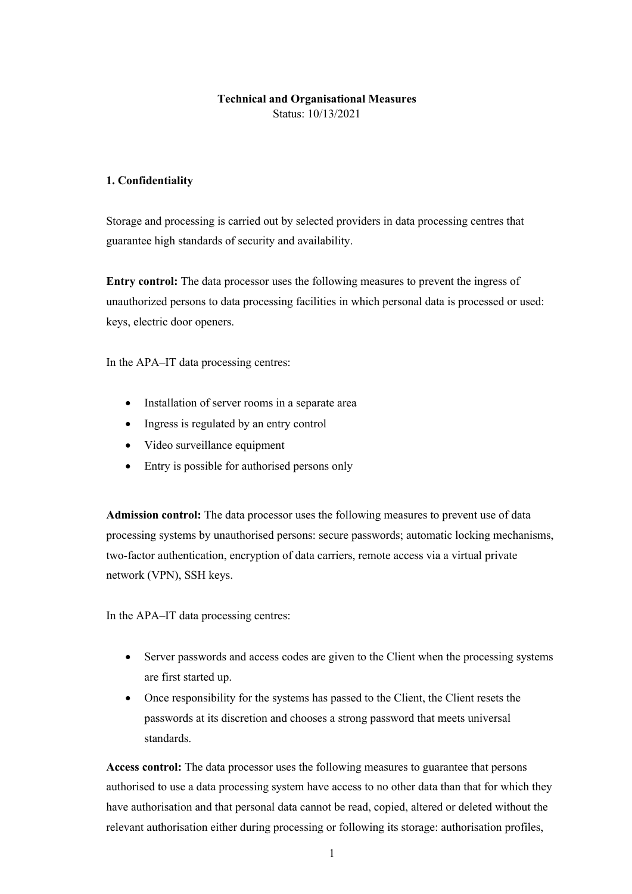**Technical and Organisational Measures**
Status: 10/13/2021

## 1. Confidentiality

Storage and processing is carried out by selected providers in data processing centres that guarantee high standards of security and availability.

**Entry control:** The data processor uses the following measures to prevent the ingress of unauthorized persons to data processing facilities in which personal data is processed or used: keys, electric door openers.

In the APA–IT data processing centres:

- Installation of server rooms in a separate area
- Ingress is regulated by an entry control
- Video surveillance equipment
- Entry is possible for authorised persons only

**Admission control:** The data processor uses the following measures to prevent use of data processing systems by unauthorised persons: secure passwords; automatic locking mechanisms, two-factor authentication, encryption of data carriers, remote access via a virtual private network (VPN), SSH keys.

In the APA–IT data processing centres:

- Server passwords and access codes are given to the Client when the processing systems are first started up.
- Once responsibility for the systems has passed to the Client, the Client resets the passwords at its discretion and chooses a strong password that meets universal standards.

**Access control:** The data processor uses the following measures to guarantee that persons authorised to use a data processing system have access to no other data than that for which they have authorisation and that personal data cannot be read, copied, altered or deleted without the relevant authorisation either during processing or following its storage: authorisation profiles,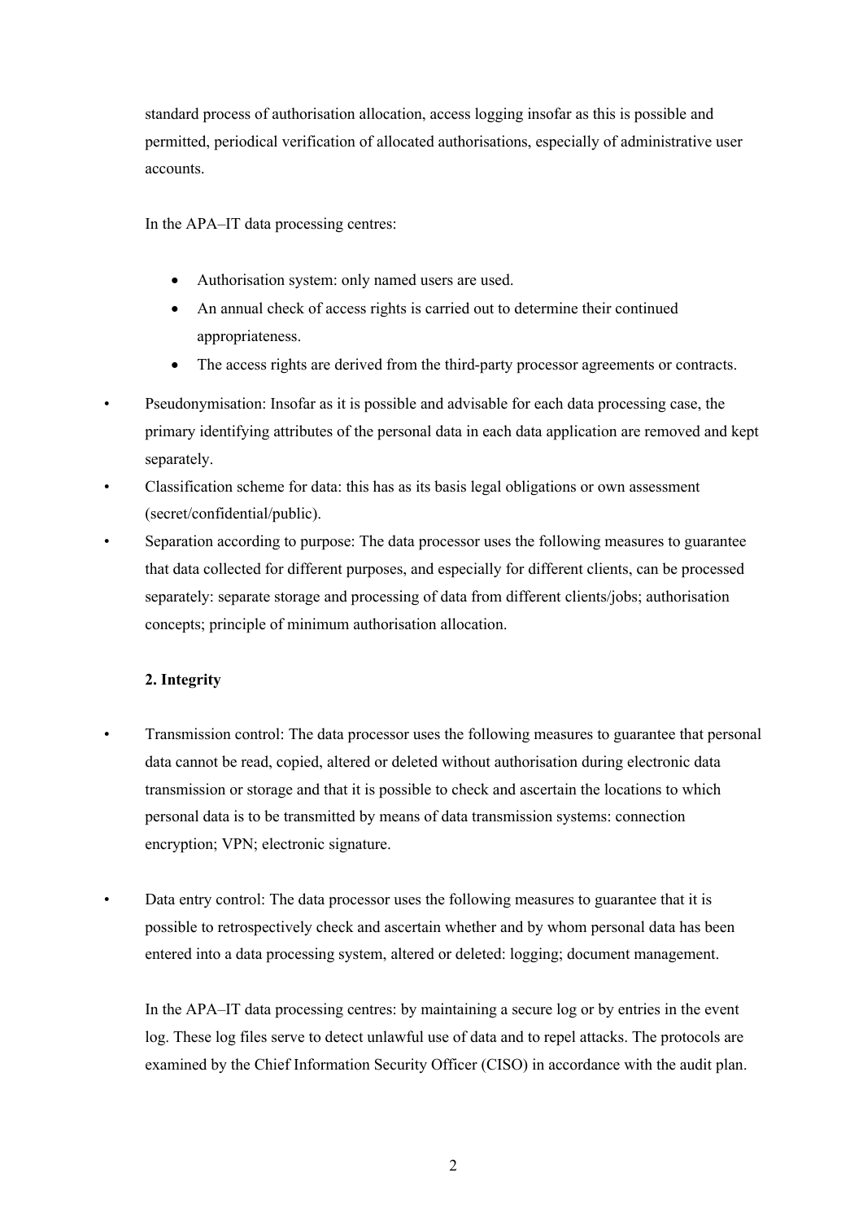standard process of authorisation allocation, access logging insofar as this is possible and permitted, periodical verification of allocated authorisations, especially of administrative user accounts.

In the APA–IT data processing centres:

- Authorisation system: only named users are used.
- An annual check of access rights is carried out to determine their continued appropriateness.
- The access rights are derived from the third-party processor agreements or contracts.

- Pseudonymisation: Insofar as it is possible and advisable for each data processing case, the primary identifying attributes of the personal data in each data application are removed and kept separately.
- Classification scheme for data: this has as its basis legal obligations or own assessment (secret/confidential/public).
- Separation according to purpose: The data processor uses the following measures to guarantee that data collected for different purposes, and especially for different clients, can be processed separately: separate storage and processing of data from different clients/jobs; authorisation concepts; principle of minimum authorisation allocation.

**2. Integrity**

- Transmission control: The data processor uses the following measures to guarantee that personal data cannot be read, copied, altered or deleted without authorisation during electronic data transmission or storage and that it is possible to check and ascertain the locations to which personal data is to be transmitted by means of data transmission systems: connection encryption; VPN; electronic signature.

- Data entry control: The data processor uses the following measures to guarantee that it is possible to retrospectively check and ascertain whether and by whom personal data has been entered into a data processing system, altered or deleted: logging; document management.

  In the APA–IT data processing centres: by maintaining a secure log or by entries in the event log. These log files serve to detect unlawful use of data and to repel attacks. The protocols are examined by the Chief Information Security Officer (CISO) in accordance with the audit plan.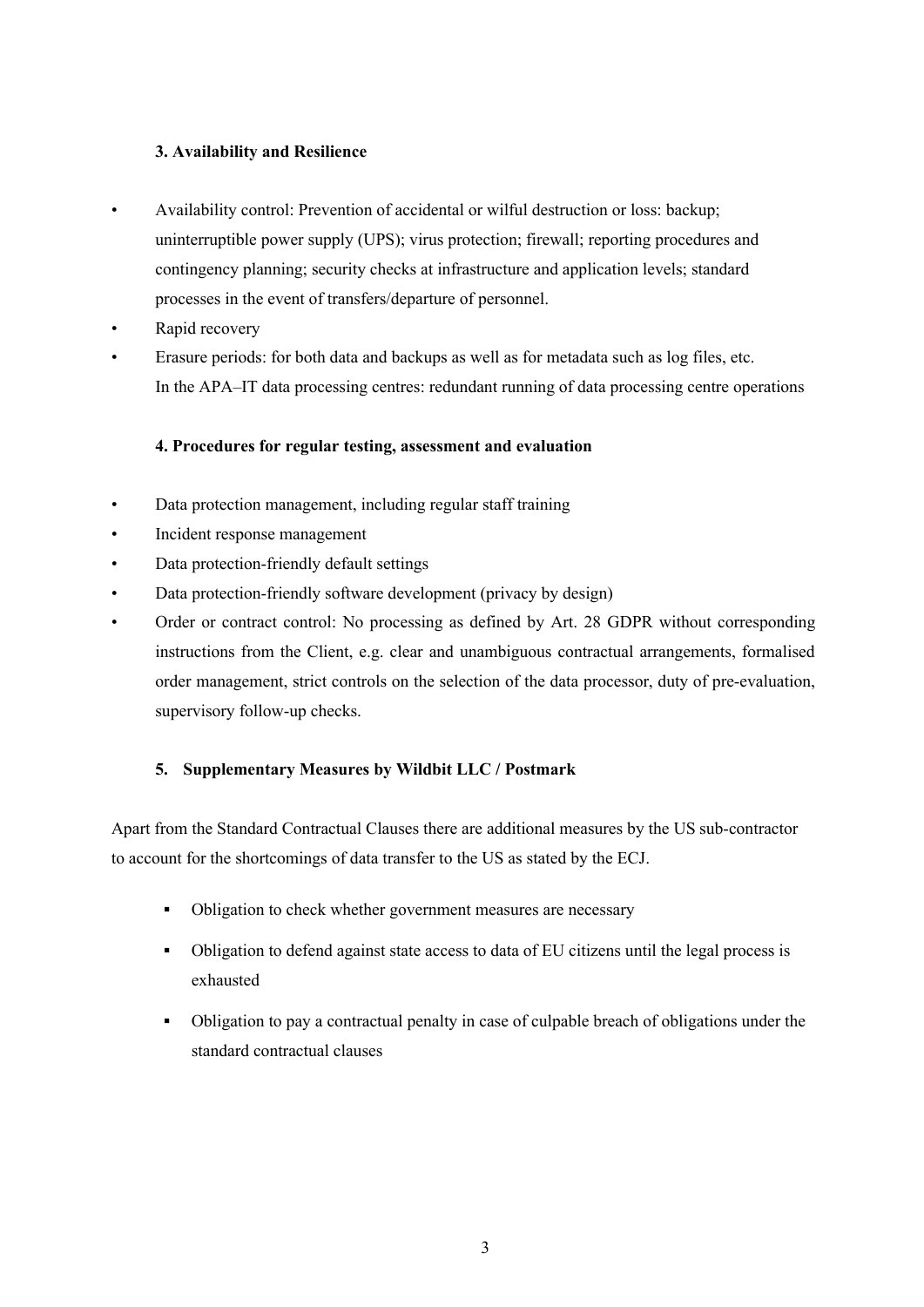### 3. Availability and Resilience

- Availability control: Prevention of accidental or wilful destruction or loss: backup; uninterruptible power supply (UPS); virus protection; firewall; reporting procedures and contingency planning; security checks at infrastructure and application levels; standard processes in the event of transfers/departure of personnel.
- Rapid recovery
- Erasure periods: for both data and backups as well as for metadata such as log files, etc.
  In the APA–IT data processing centres: redundant running of data processing centre operations

### 4. Procedures for regular testing, assessment and evaluation

- Data protection management, including regular staff training
- Incident response management
- Data protection-friendly default settings
- Data protection-friendly software development (privacy by design)
- Order or contract control: No processing as defined by Art. 28 GDPR without corresponding instructions from the Client, e.g. clear and unambiguous contractual arrangements, formalised order management, strict controls on the selection of the data processor, duty of pre-evaluation, supervisory follow-up checks.

### 5. Supplementary Measures by Wildbit LLC / Postmark

Apart from the Standard Contractual Clauses there are additional measures by the US sub-contractor to account for the shortcomings of data transfer to the US as stated by the ECJ.

- Obligation to check whether government measures are necessary
- Obligation to defend against state access to data of EU citizens until the legal process is exhausted
- Obligation to pay a contractual penalty in case of culpable breach of obligations under the standard contractual clauses